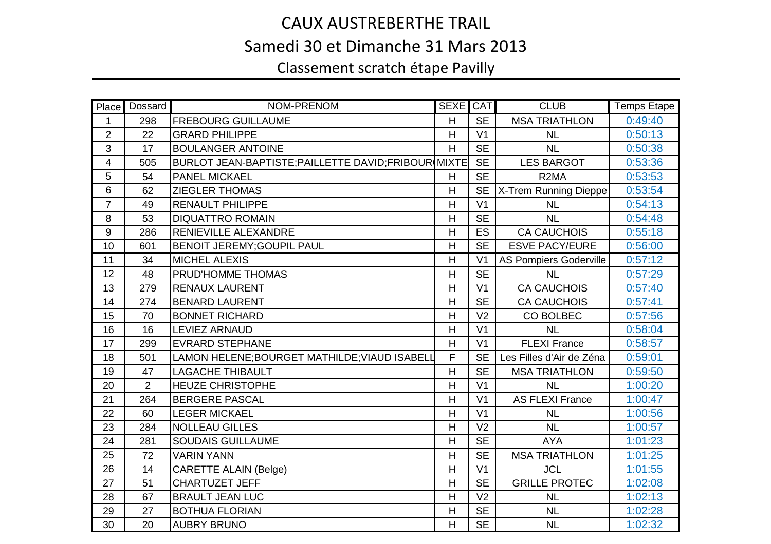# CAUX AUSTREBERTHE TRAIL

## Samedi 30 et Dimanche 31 Mars 2013

### Classement scratch étape Pavilly

| Place | Dossard | NOM-PRENOM | SEXE | CAT | CLUB | Temps Etape |
|---|---|---|---|---|---|---|
| 1 | 298 | FREBOURG GUILLAUME | H | SE | MSA TRIATHLON | 0:49:40 |
| 2 | 22 | GRARD PHILIPPE | H | V1 | NL | 0:50:13 |
| 3 | 17 | BOULANGER ANTOINE | H | SE | NL | 0:50:38 |
| 4 | 505 | BURLOT JEAN-BAPTISTE;PAILLETTE DAVID;FRIBOUR( | MIXTE | SE | LES BARGOT | 0:53:36 |
| 5 | 54 | PANEL MICKAEL | H | SE | R2MA | 0:53:53 |
| 6 | 62 | ZIEGLER THOMAS | H | SE | X-Trem Running Dieppe | 0:53:54 |
| 7 | 49 | RENAULT PHILIPPE | H | V1 | NL | 0:54:13 |
| 8 | 53 | DIQUATTRO ROMAIN | H | SE | NL | 0:54:48 |
| 9 | 286 | RENIEVILLE ALEXANDRE | H | ES | CA CAUCHOIS | 0:55:18 |
| 10 | 601 | BENOIT JEREMY;GOUPIL PAUL | H | SE | ESVE PACY/EURE | 0:56:00 |
| 11 | 34 | MICHEL ALEXIS | H | V1 | AS Pompiers Goderville | 0:57:12 |
| 12 | 48 | PRUD'HOMME THOMAS | H | SE | NL | 0:57:29 |
| 13 | 279 | RENAUX LAURENT | H | V1 | CA CAUCHOIS | 0:57:40 |
| 14 | 274 | BENARD LAURENT | H | SE | CA CAUCHOIS | 0:57:41 |
| 15 | 70 | BONNET RICHARD | H | V2 | CO BOLBEC | 0:57:56 |
| 16 | 16 | LEVIEZ ARNAUD | H | V1 | NL | 0:58:04 |
| 17 | 299 | EVRARD STEPHANE | H | V1 | FLEXI France | 0:58:57 |
| 18 | 501 | LAMON HELENE;BOURGET MATHILDE;VIAUD ISABELL | F | SE | Les Filles d'Air de Zéna | 0:59:01 |
| 19 | 47 | LAGACHE THIBAULT | H | SE | MSA TRIATHLON | 0:59:50 |
| 20 | 2 | HEUZE CHRISTOPHE | H | V1 | NL | 1:00:20 |
| 21 | 264 | BERGERE PASCAL | H | V1 | AS FLEXI France | 1:00:47 |
| 22 | 60 | LEGER MICKAEL | H | V1 | NL | 1:00:56 |
| 23 | 284 | NOLLEAU GILLES | H | V2 | NL | 1:00:57 |
| 24 | 281 | SOUDAIS GUILLAUME | H | SE | AYA | 1:01:23 |
| 25 | 72 | VARIN YANN | H | SE | MSA TRIATHLON | 1:01:25 |
| 26 | 14 | CARETTE ALAIN (Belge) | H | V1 | JCL | 1:01:55 |
| 27 | 51 | CHARTUZET JEFF | H | SE | GRILLE PROTEC | 1:02:08 |
| 28 | 67 | BRAULT JEAN LUC | H | V2 | NL | 1:02:13 |
| 29 | 27 | BOTHUA FLORIAN | H | SE | NL | 1:02:28 |
| 30 | 20 | AUBRY BRUNO | H | SE | NL | 1:02:32 |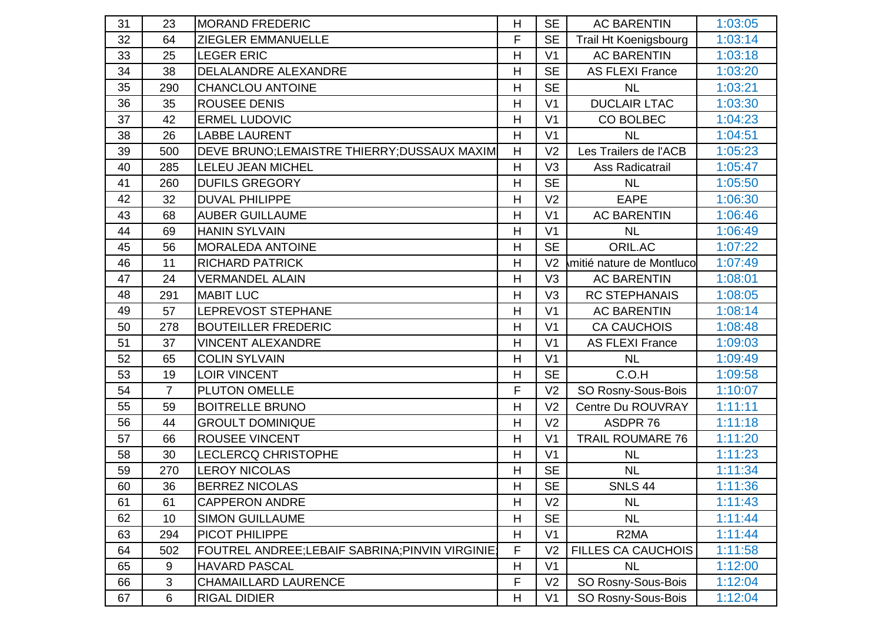| | | | | | | |
|---|---|---|---|---|---|---|
| 31 | 23 | MORAND FREDERIC | H | SE | AC BARENTIN | 1:03:05 |
| 32 | 64 | ZIEGLER EMMANUELLE | F | SE | Trail Ht Koenigsbourg | 1:03:14 |
| 33 | 25 | LEGER ERIC | H | V1 | AC BARENTIN | 1:03:18 |
| 34 | 38 | DELALANDRE ALEXANDRE | H | SE | AS FLEXI France | 1:03:20 |
| 35 | 290 | CHANCLOU ANTOINE | H | SE | NL | 1:03:21 |
| 36 | 35 | ROUSEE DENIS | H | V1 | DUCLAIR LTAC | 1:03:30 |
| 37 | 42 | ERMEL LUDOVIC | H | V1 | CO BOLBEC | 1:04:23 |
| 38 | 26 | LABBE LAURENT | H | V1 | NL | 1:04:51 |
| 39 | 500 | DEVE BRUNO;LEMAISTRE THIERRY;DUSSAUX MAXIM | H | V2 | Les Trailers de l'ACB | 1:05:23 |
| 40 | 285 | LELEU JEAN MICHEL | H | V3 | Ass Radicatrail | 1:05:47 |
| 41 | 260 | DUFILS GREGORY | H | SE | NL | 1:05:50 |
| 42 | 32 | DUVAL PHILIPPE | H | V2 | EAPE | 1:06:30 |
| 43 | 68 | AUBER GUILLAUME | H | V1 | AC BARENTIN | 1:06:46 |
| 44 | 69 | HANIN SYLVAIN | H | V1 | NL | 1:06:49 |
| 45 | 56 | MORALEDA ANTOINE | H | SE | ORIL.AC | 1:07:22 |
| 46 | 11 | RICHARD PATRICK | H | V2 | \mitié nature de Montluco | 1:07:49 |
| 47 | 24 | VERMANDEL ALAIN | H | V3 | AC BARENTIN | 1:08:01 |
| 48 | 291 | MABIT LUC | H | V3 | RC STEPHANAIS | 1:08:05 |
| 49 | 57 | LEPREVOST STEPHANE | H | V1 | AC BARENTIN | 1:08:14 |
| 50 | 278 | BOUTEILLER FREDERIC | H | V1 | CA CAUCHOIS | 1:08:48 |
| 51 | 37 | VINCENT ALEXANDRE | H | V1 | AS FLEXI France | 1:09:03 |
| 52 | 65 | COLIN SYLVAIN | H | V1 | NL | 1:09:49 |
| 53 | 19 | LOIR VINCENT | H | SE | C.O.H | 1:09:58 |
| 54 | 7 | PLUTON OMELLE | F | V2 | SO Rosny-Sous-Bois | 1:10:07 |
| 55 | 59 | BOITRELLE BRUNO | H | V2 | Centre Du ROUVRAY | 1:11:11 |
| 56 | 44 | GROULT DOMINIQUE | H | V2 | ASDPR 76 | 1:11:18 |
| 57 | 66 | ROUSEE VINCENT | H | V1 | TRAIL ROUMARE 76 | 1:11:20 |
| 58 | 30 | LECLERCQ CHRISTOPHE | H | V1 | NL | 1:11:23 |
| 59 | 270 | LEROY NICOLAS | H | SE | NL | 1:11:34 |
| 60 | 36 | BERREZ NICOLAS | H | SE | SNLS 44 | 1:11:36 |
| 61 | 61 | CAPPERON ANDRE | H | V2 | NL | 1:11:43 |
| 62 | 10 | SIMON GUILLAUME | H | SE | NL | 1:11:44 |
| 63 | 294 | PICOT PHILIPPE | H | V1 | R2MA | 1:11:44 |
| 64 | 502 | FOUTREL ANDREE;LEBAIF SABRINA;PINVIN VIRGINIE; | F | V2 | FILLES CA CAUCHOIS | 1:11:58 |
| 65 | 9 | HAVARD PASCAL | H | V1 | NL | 1:12:00 |
| 66 | 3 | CHAMAILLARD LAURENCE | F | V2 | SO Rosny-Sous-Bois | 1:12:04 |
| 67 | 6 | RIGAL DIDIER | H | V1 | SO Rosny-Sous-Bois | 1:12:04 |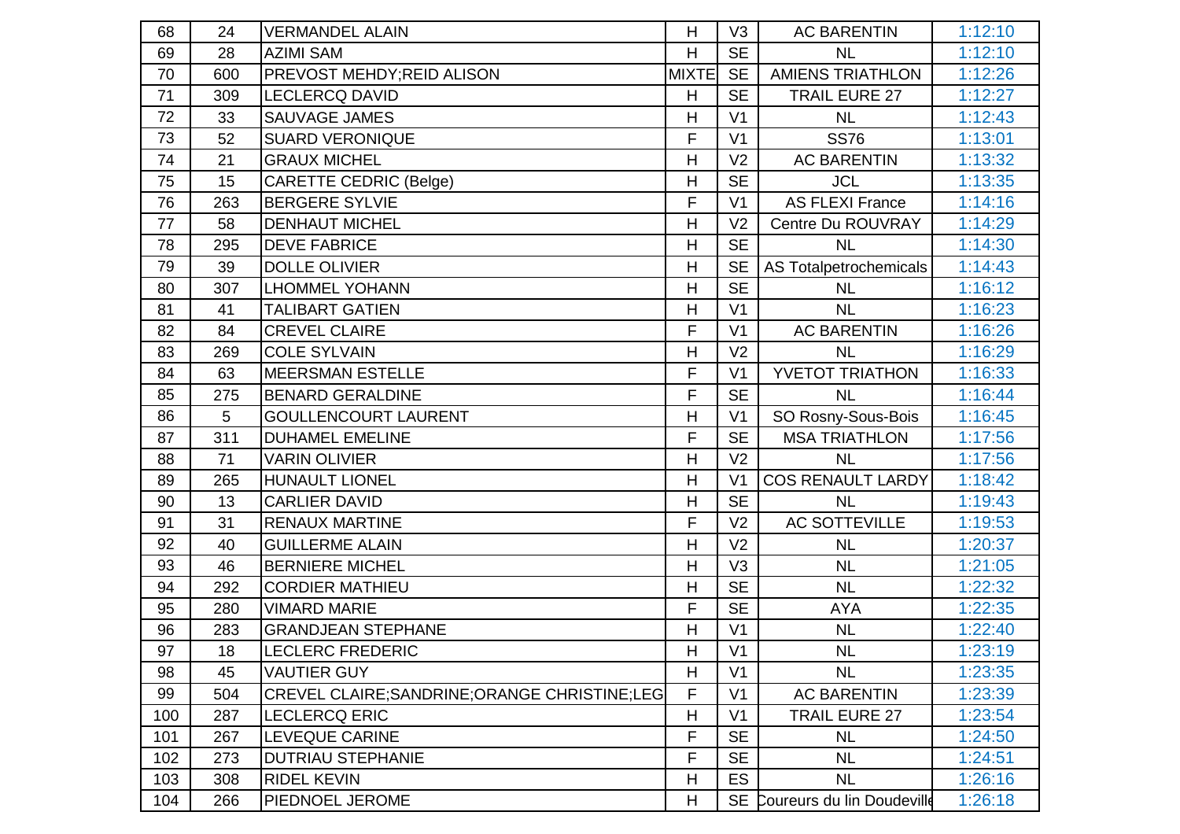| 68 | 24 | VERMANDEL ALAIN | H | V3 | AC BARENTIN | 1:12:10 |
|---|---|---|---|---|---|---|
| 69 | 28 | AZIMI SAM | H | SE | NL | 1:12:10 |
| 70 | 600 | PREVOST MEHDY;REID ALISON | MIXTE | SE | AMIENS TRIATHLON | 1:12:26 |
| 71 | 309 | LECLERCQ DAVID | H | SE | TRAIL EURE 27 | 1:12:27 |
| 72 | 33 | SAUVAGE JAMES | H | V1 | NL | 1:12:43 |
| 73 | 52 | SUARD VERONIQUE | F | V1 | SS76 | 1:13:01 |
| 74 | 21 | GRAUX MICHEL | H | V2 | AC BARENTIN | 1:13:32 |
| 75 | 15 | CARETTE CEDRIC (Belge) | H | SE | JCL | 1:13:35 |
| 76 | 263 | BERGERE SYLVIE | F | V1 | AS FLEXI France | 1:14:16 |
| 77 | 58 | DENHAUT MICHEL | H | V2 | Centre Du ROUVRAY | 1:14:29 |
| 78 | 295 | DEVE FABRICE | H | SE | NL | 1:14:30 |
| 79 | 39 | DOLLE OLIVIER | H | SE | AS Totalpetrochemicals | 1:14:43 |
| 80 | 307 | LHOMMEL YOHANN | H | SE | NL | 1:16:12 |
| 81 | 41 | TALIBART GATIEN | H | V1 | NL | 1:16:23 |
| 82 | 84 | CREVEL CLAIRE | F | V1 | AC BARENTIN | 1:16:26 |
| 83 | 269 | COLE SYLVAIN | H | V2 | NL | 1:16:29 |
| 84 | 63 | MEERSMAN ESTELLE | F | V1 | YVETOT TRIATHON | 1:16:33 |
| 85 | 275 | BENARD GERALDINE | F | SE | NL | 1:16:44 |
| 86 | 5 | GOULLENCOURT LAURENT | H | V1 | SO Rosny-Sous-Bois | 1:16:45 |
| 87 | 311 | DUHAMEL EMELINE | F | SE | MSA TRIATHLON | 1:17:56 |
| 88 | 71 | VARIN OLIVIER | H | V2 | NL | 1:17:56 |
| 89 | 265 | HUNAULT LIONEL | H | V1 | COS RENAULT LARDY | 1:18:42 |
| 90 | 13 | CARLIER DAVID | H | SE | NL | 1:19:43 |
| 91 | 31 | RENAUX MARTINE | F | V2 | AC SOTTEVILLE | 1:19:53 |
| 92 | 40 | GUILLERME ALAIN | H | V2 | NL | 1:20:37 |
| 93 | 46 | BERNIERE MICHEL | H | V3 | NL | 1:21:05 |
| 94 | 292 | CORDIER MATHIEU | H | SE | NL | 1:22:32 |
| 95 | 280 | VIMARD MARIE | F | SE | AYA | 1:22:35 |
| 96 | 283 | GRANDJEAN STEPHANE | H | V1 | NL | 1:22:40 |
| 97 | 18 | LECLERC FREDERIC | H | V1 | NL | 1:23:19 |
| 98 | 45 | VAUTIER GUY | H | V1 | NL | 1:23:35 |
| 99 | 504 | CREVEL CLAIRE;SANDRINE;ORANGE CHRISTINE;LEG | F | V1 | AC BARENTIN | 1:23:39 |
| 100 | 287 | LECLERCQ ERIC | H | V1 | TRAIL EURE 27 | 1:23:54 |
| 101 | 267 | LEVEQUE CARINE | F | SE | NL | 1:24:50 |
| 102 | 273 | DUTRIAU STEPHANIE | F | SE | NL | 1:24:51 |
| 103 | 308 | RIDEL KEVIN | H | ES | NL | 1:26:16 |
| 104 | 266 | PIEDNOEL JEROME | H | SE | Coureurs du lin Doudeville | 1:26:18 |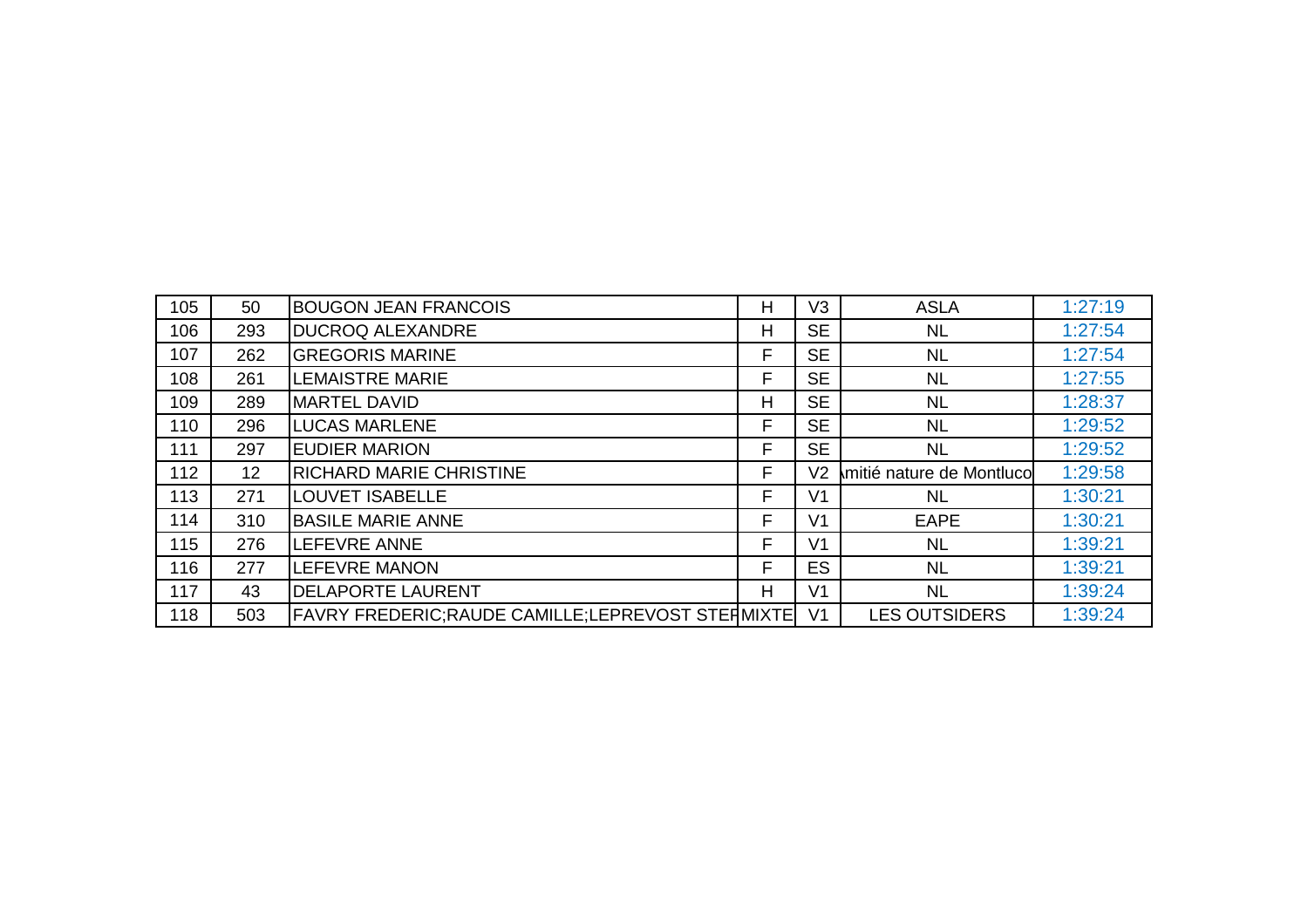| | | | | | | |
|---|---|---|---|---|---|---|
| 105 | 50 | BOUGON JEAN FRANCOIS | H | V3 | ASLA | 1:27:19 |
| 106 | 293 | DUCROQ ALEXANDRE | H | SE | NL | 1:27:54 |
| 107 | 262 | GREGORIS MARINE | F | SE | NL | 1:27:54 |
| 108 | 261 | LEMAISTRE MARIE | F | SE | NL | 1:27:55 |
| 109 | 289 | MARTEL DAVID | H | SE | NL | 1:28:37 |
| 110 | 296 | LUCAS MARLENE | F | SE | NL | 1:29:52 |
| 111 | 297 | EUDIER MARION | F | SE | NL | 1:29:52 |
| 112 | 12 | RICHARD MARIE CHRISTINE | F | V2 | mitié nature de Montluco | 1:29:58 |
| 113 | 271 | LOUVET ISABELLE | F | V1 | NL | 1:30:21 |
| 114 | 310 | BASILE MARIE ANNE | F | V1 | EAPE | 1:30:21 |
| 115 | 276 | LEFEVRE ANNE | F | V1 | NL | 1:39:21 |
| 116 | 277 | LEFEVRE MANON | F | ES | NL | 1:39:21 |
| 117 | 43 | DELAPORTE LAURENT | H | V1 | NL | 1:39:24 |
| 118 | 503 | FAVRY FREDERIC;RAUDE CAMILLE;LEPREVOST STEF | MIXTE | V1 | LES OUTSIDERS | 1:39:24 |